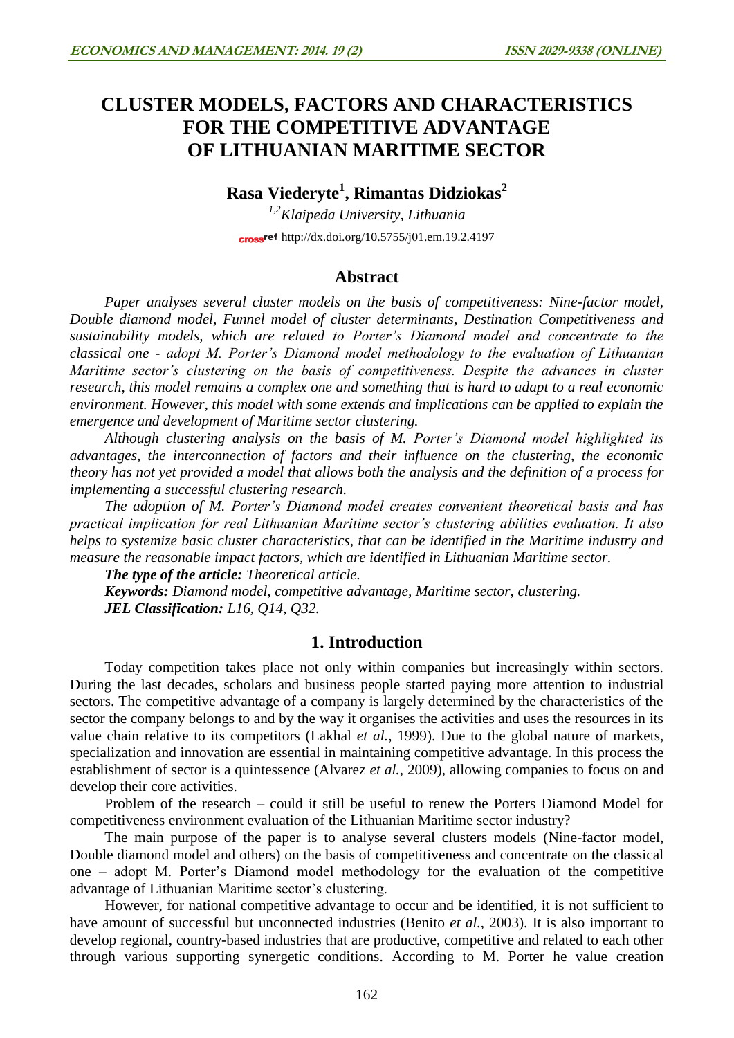# CLUSTER MODELS, FACTORS AND CHARACTERISTICS FOR THE COMPETITIVE ADVANTAGE OF LITHUANIAN MARITIME SECTOR

**Rasa Viederyte[1], Rimantas Didziokas[2]**

*[1,2]Klaipeda University, Lithuania*

crossref http://dx.doi.org/10.5755/j01.em.19.2.4197

## Abstract

*Paper analyses several cluster models on the basis of competitiveness: Nine-factor model, Double diamond model, Funnel model of cluster determinants, Destination Competitiveness and sustainability models, which are related to Porter's Diamond model and concentrate to the classical one - adopt M. Porter's Diamond model methodology to the evaluation of Lithuanian Maritime sector's clustering on the basis of competitiveness. Despite the advances in cluster research, this model remains a complex one and something that is hard to adapt to a real economic environment. However, this model with some extends and implications can be applied to explain the emergence and development of Maritime sector clustering.*

*Although clustering analysis on the basis of M. Porter's Diamond model highlighted its advantages, the interconnection of factors and their influence on the clustering, the economic theory has not yet provided a model that allows both the analysis and the definition of a process for implementing a successful clustering research.*

*The adoption of M. Porter's Diamond model creates convenient theoretical basis and has practical implication for real Lithuanian Maritime sector's clustering abilities evaluation. It also helps to systemize basic cluster characteristics, that can be identified in the Maritime industry and measure the reasonable impact factors, which are identified in Lithuanian Maritime sector.*

***The type of the article:*** *Theoretical article.*

***Keywords:*** *Diamond model, competitive advantage, Maritime sector, clustering.*

***JEL Classification:*** *L16, Q14, Q32.*

## 1. Introduction

Today competition takes place not only within companies but increasingly within sectors. During the last decades, scholars and business people started paying more attention to industrial sectors. The competitive advantage of a company is largely determined by the characteristics of the sector the company belongs to and by the way it organises the activities and uses the resources in its value chain relative to its competitors (Lakhal *et al.*, 1999). Due to the global nature of markets, specialization and innovation are essential in maintaining competitive advantage. In this process the establishment of sector is a quintessence (Alvarez *et al.*, 2009), allowing companies to focus on and develop their core activities.

Problem of the research – could it still be useful to renew the Porters Diamond Model for competitiveness environment evaluation of the Lithuanian Maritime sector industry?

The main purpose of the paper is to analyse several clusters models (Nine-factor model, Double diamond model and others) on the basis of competitiveness and concentrate on the classical one – adopt M. Porter's Diamond model methodology for the evaluation of the competitive advantage of Lithuanian Maritime sector's clustering.

However, for national competitive advantage to occur and be identified, it is not sufficient to have amount of successful but unconnected industries (Benito *et al.*, 2003). It is also important to develop regional, country-based industries that are productive, competitive and related to each other through various supporting synergetic conditions. According to M. Porter he value creation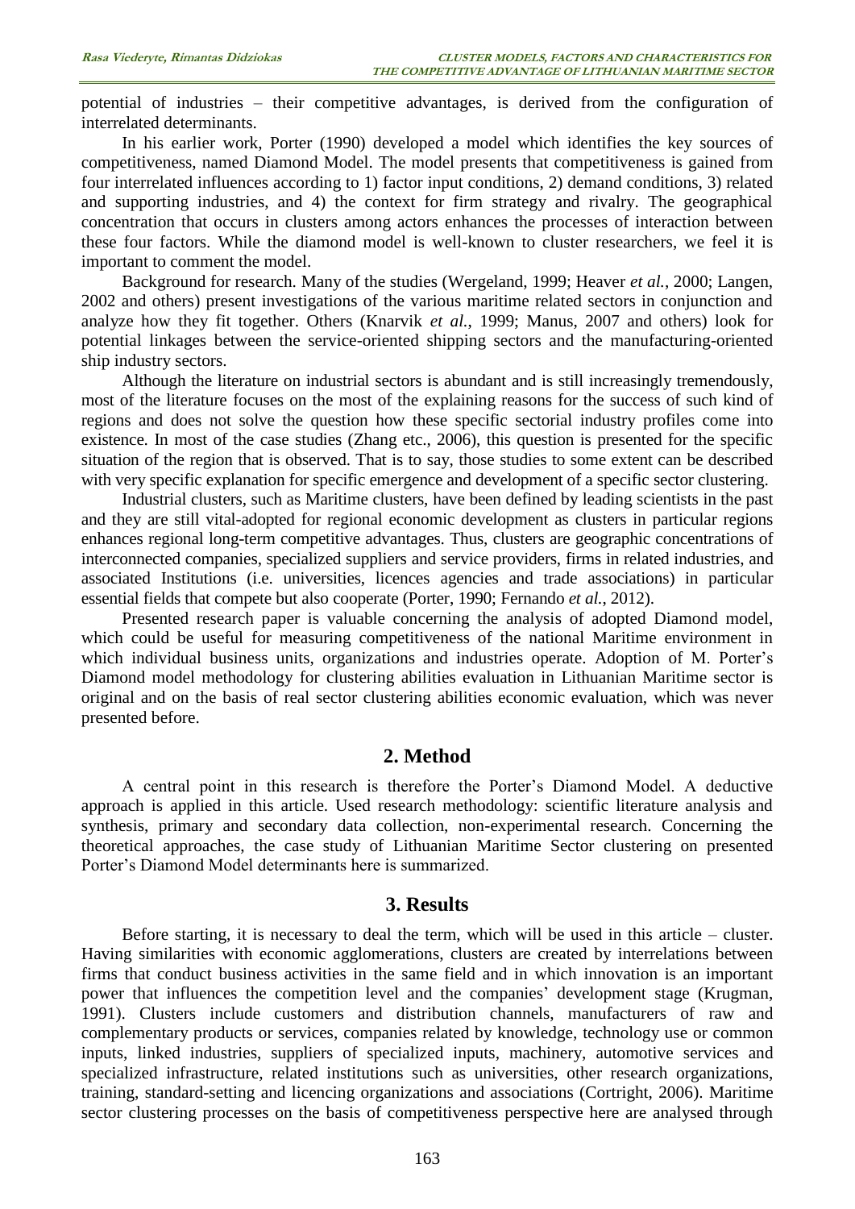potential of industries – their competitive advantages, is derived from the configuration of interrelated determinants.

In his earlier work, Porter (1990) developed a model which identifies the key sources of competitiveness, named Diamond Model. The model presents that competitiveness is gained from four interrelated influences according to 1) factor input conditions, 2) demand conditions, 3) related and supporting industries, and 4) the context for firm strategy and rivalry. The geographical concentration that occurs in clusters among actors enhances the processes of interaction between these four factors. While the diamond model is well-known to cluster researchers, we feel it is important to comment the model.

Background for research. Many of the studies (Wergeland, 1999; Heaver *et al.*, 2000; Langen, 2002 and others) present investigations of the various maritime related sectors in conjunction and analyze how they fit together. Others (Knarvik *et al.*, 1999; Manus, 2007 and others) look for potential linkages between the service-oriented shipping sectors and the manufacturing-oriented ship industry sectors.

Although the literature on industrial sectors is abundant and is still increasingly tremendously, most of the literature focuses on the most of the explaining reasons for the success of such kind of regions and does not solve the question how these specific sectorial industry profiles come into existence. In most of the case studies (Zhang etc., 2006), this question is presented for the specific situation of the region that is observed. That is to say, those studies to some extent can be described with very specific explanation for specific emergence and development of a specific sector clustering.

Industrial clusters, such as Maritime clusters, have been defined by leading scientists in the past and they are still vital-adopted for regional economic development as clusters in particular regions enhances regional long-term competitive advantages. Thus, clusters are geographic concentrations of interconnected companies, specialized suppliers and service providers, firms in related industries, and associated Institutions (i.e. universities, licences agencies and trade associations) in particular essential fields that compete but also cooperate (Porter, 1990; Fernando *et al.*, 2012).

Presented research paper is valuable concerning the analysis of adopted Diamond model, which could be useful for measuring competitiveness of the national Maritime environment in which individual business units, organizations and industries operate. Adoption of M. Porter's Diamond model methodology for clustering abilities evaluation in Lithuanian Maritime sector is original and on the basis of real sector clustering abilities economic evaluation, which was never presented before.

## 2. Method

A central point in this research is therefore the Porter's Diamond Model. A deductive approach is applied in this article. Used research methodology: scientific literature analysis and synthesis, primary and secondary data collection, non-experimental research. Concerning the theoretical approaches, the case study of Lithuanian Maritime Sector clustering on presented Porter's Diamond Model determinants here is summarized.

## 3. Results

Before starting, it is necessary to deal the term, which will be used in this article – cluster. Having similarities with economic agglomerations, clusters are created by interrelations between firms that conduct business activities in the same field and in which innovation is an important power that influences the competition level and the companies' development stage (Krugman, 1991). Clusters include customers and distribution channels, manufacturers of raw and complementary products or services, companies related by knowledge, technology use or common inputs, linked industries, suppliers of specialized inputs, machinery, automotive services and specialized infrastructure, related institutions such as universities, other research organizations, training, standard-setting and licencing organizations and associations (Cortright, 2006). Maritime sector clustering processes on the basis of competitiveness perspective here are analysed through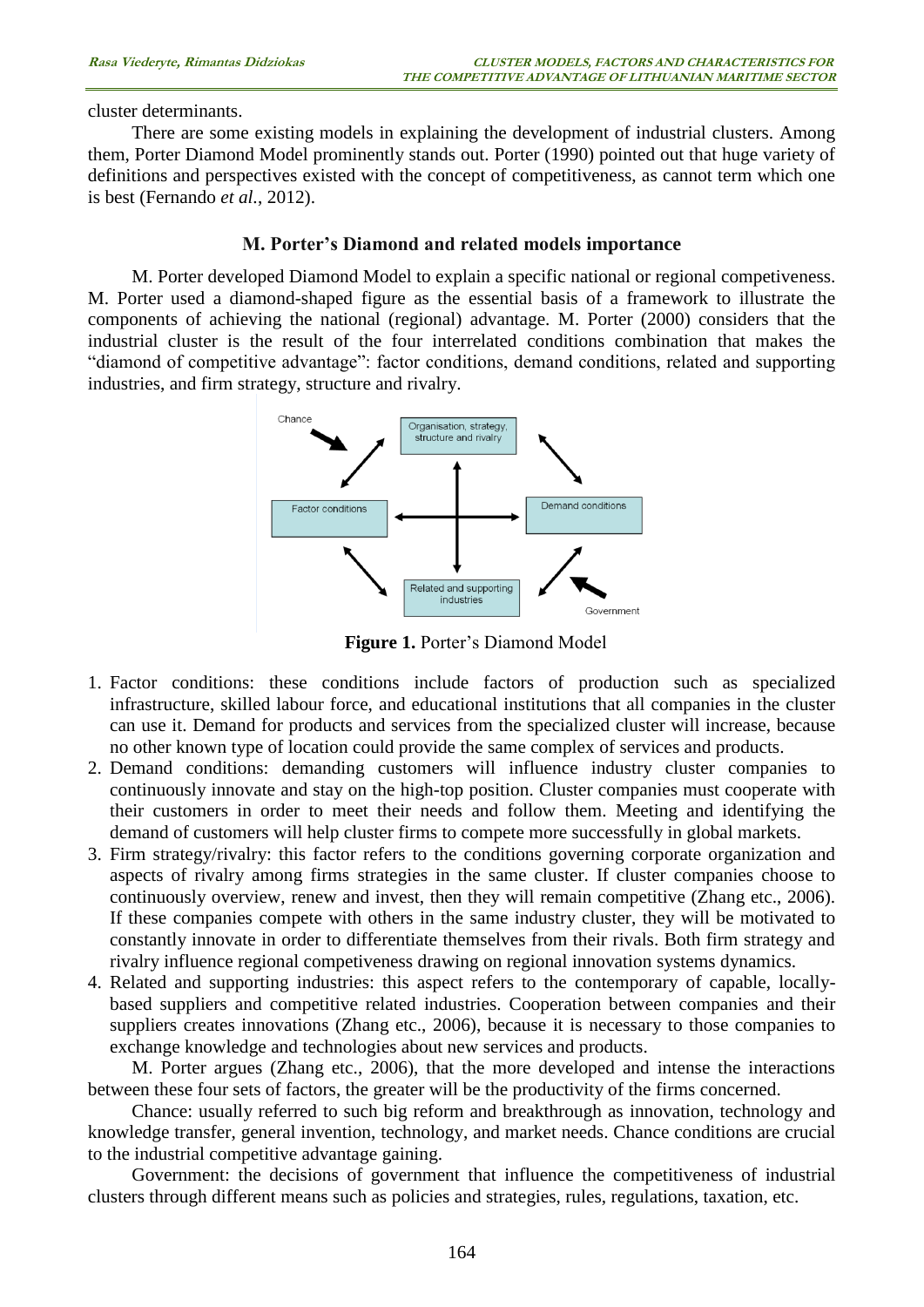cluster determinants.

There are some existing models in explaining the development of industrial clusters. Among them, Porter Diamond Model prominently stands out. Porter (1990) pointed out that huge variety of definitions and perspectives existed with the concept of competitiveness, as cannot term which one is best (Fernando *et al.*, 2012).

### M. Porter's Diamond and related models importance

M. Porter developed Diamond Model to explain a specific national or regional competiveness. M. Porter used a diamond-shaped figure as the essential basis of a framework to illustrate the components of achieving the national (regional) advantage. M. Porter (2000) considers that the industrial cluster is the result of the four interrelated conditions combination that makes the "diamond of competitive advantage": factor conditions, demand conditions, related and supporting industries, and firm strategy, structure and rivalry.

**Figure 1.** Porter's Diamond Model

1. Factor conditions: these conditions include factors of production such as specialized infrastructure, skilled labour force, and educational institutions that all companies in the cluster can use it. Demand for products and services from the specialized cluster will increase, because no other known type of location could provide the same complex of services and products.
2. Demand conditions: demanding customers will influence industry cluster companies to continuously innovate and stay on the high-top position. Cluster companies must cooperate with their customers in order to meet their needs and follow them. Meeting and identifying the demand of customers will help cluster firms to compete more successfully in global markets.
3. Firm strategy/rivalry: this factor refers to the conditions governing corporate organization and aspects of rivalry among firms strategies in the same cluster. If cluster companies choose to continuously overview, renew and invest, then they will remain competitive (Zhang etc., 2006). If these companies compete with others in the same industry cluster, they will be motivated to constantly innovate in order to differentiate themselves from their rivals. Both firm strategy and rivalry influence regional competiveness drawing on regional innovation systems dynamics.
4. Related and supporting industries: this aspect refers to the contemporary of capable, locally-based suppliers and competitive related industries. Cooperation between companies and their suppliers creates innovations (Zhang etc., 2006), because it is necessary to those companies to exchange knowledge and technologies about new services and products.

M. Porter argues (Zhang etc., 2006), that the more developed and intense the interactions between these four sets of factors, the greater will be the productivity of the firms concerned.

Chance: usually referred to such big reform and breakthrough as innovation, technology and knowledge transfer, general invention, technology, and market needs. Chance conditions are crucial to the industrial competitive advantage gaining.

Government: the decisions of government that influence the competitiveness of industrial clusters through different means such as policies and strategies, rules, regulations, taxation, etc.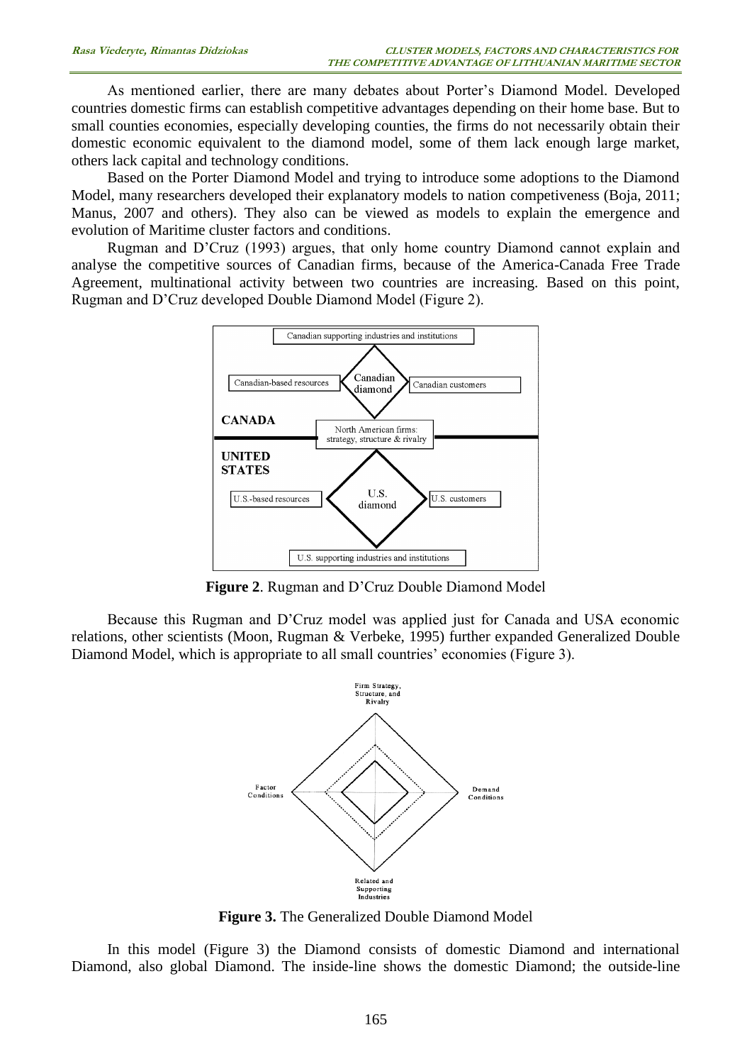As mentioned earlier, there are many debates about Porter's Diamond Model. Developed countries domestic firms can establish competitive advantages depending on their home base. But to small counties economies, especially developing counties, the firms do not necessarily obtain their domestic economic equivalent to the diamond model, some of them lack enough large market, others lack capital and technology conditions.

Based on the Porter Diamond Model and trying to introduce some adoptions to the Diamond Model, many researchers developed their explanatory models to nation competiveness (Boja, 2011; Manus, 2007 and others). They also can be viewed as models to explain the emergence and evolution of Maritime cluster factors and conditions.

Rugman and D'Cruz (1993) argues, that only home country Diamond cannot explain and analyse the competitive sources of Canadian firms, because of the America-Canada Free Trade Agreement, multinational activity between two countries are increasing. Based on this point, Rugman and D'Cruz developed Double Diamond Model (Figure 2).

**Figure 2**. Rugman and D'Cruz Double Diamond Model

Because this Rugman and D'Cruz model was applied just for Canada and USA economic relations, other scientists (Moon, Rugman & Verbeke, 1995) further expanded Generalized Double Diamond Model, which is appropriate to all small countries' economies (Figure 3).

**Figure 3.** The Generalized Double Diamond Model

In this model (Figure 3) the Diamond consists of domestic Diamond and international Diamond, also global Diamond. The inside-line shows the domestic Diamond; the outside-line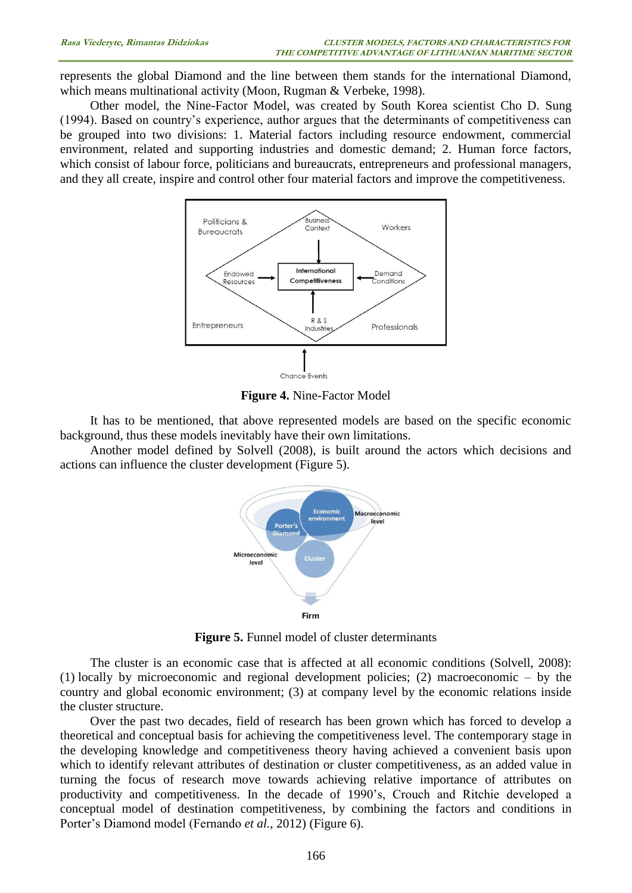represents the global Diamond and the line between them stands for the international Diamond, which means multinational activity (Moon, Rugman & Verbeke, 1998).

Other model, the Nine-Factor Model, was created by South Korea scientist Cho D. Sung (1994). Based on country's experience, author argues that the determinants of competitiveness can be grouped into two divisions: 1. Material factors including resource endowment, commercial environment, related and supporting industries and domestic demand; 2. Human force factors, which consist of labour force, politicians and bureaucrats, entrepreneurs and professional managers, and they all create, inspire and control other four material factors and improve the competitiveness.

**Figure 4.** Nine-Factor Model

It has to be mentioned, that above represented models are based on the specific economic background, thus these models inevitably have their own limitations.

Another model defined by Solvell (2008), is built around the actors which decisions and actions can influence the cluster development (Figure 5).

**Figure 5.** Funnel model of cluster determinants

The cluster is an economic case that is affected at all economic conditions (Solvell, 2008): (1) locally by microeconomic and regional development policies; (2) macroeconomic – by the country and global economic environment; (3) at company level by the economic relations inside the cluster structure.

Over the past two decades, field of research has been grown which has forced to develop a theoretical and conceptual basis for achieving the competitiveness level. The contemporary stage in the developing knowledge and competitiveness theory having achieved a convenient basis upon which to identify relevant attributes of destination or cluster competitiveness, as an added value in turning the focus of research move towards achieving relative importance of attributes on productivity and competitiveness. In the decade of 1990's, Crouch and Ritchie developed a conceptual model of destination competitiveness, by combining the factors and conditions in Porter's Diamond model (Fernando *et al.*, 2012) (Figure 6).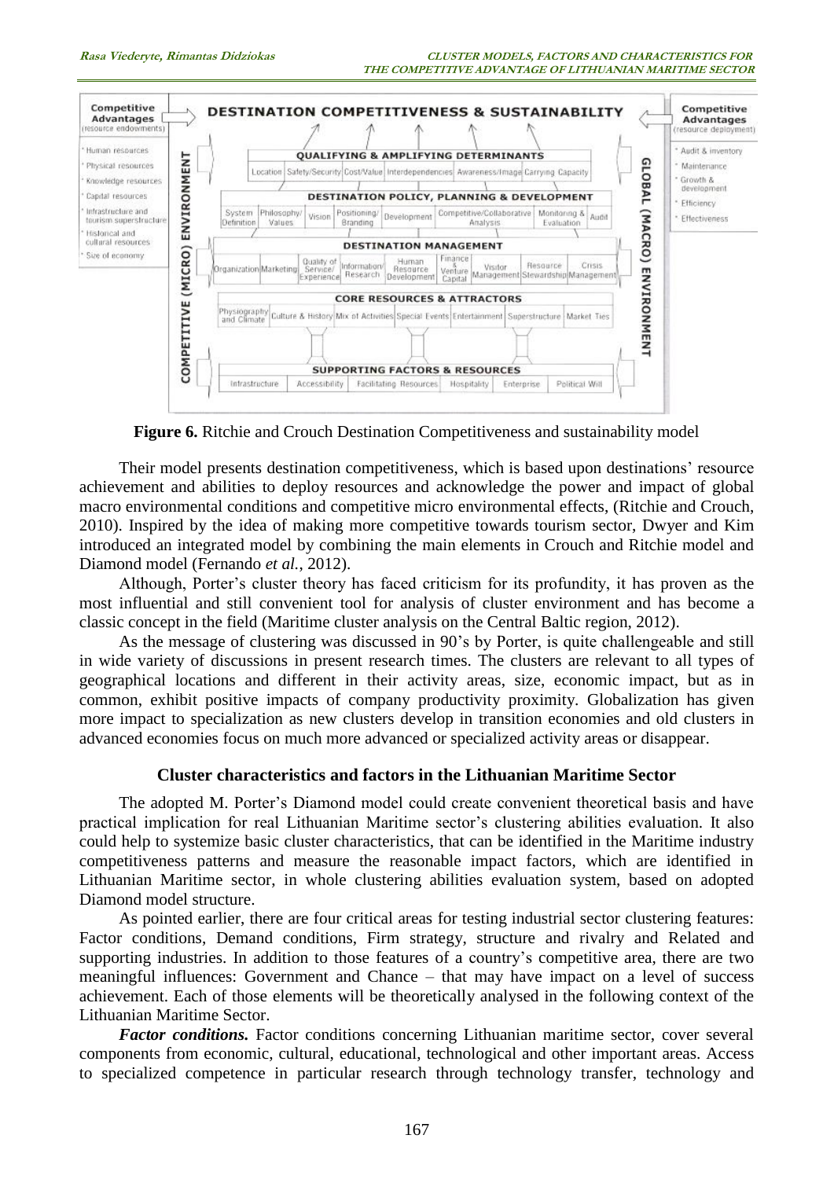**Figure 6.** Ritchie and Crouch Destination Competitiveness and sustainability model

Their model presents destination competitiveness, which is based upon destinations' resource achievement and abilities to deploy resources and acknowledge the power and impact of global macro environmental conditions and competitive micro environmental effects, (Ritchie and Crouch, 2010). Inspired by the idea of making more competitive towards tourism sector, Dwyer and Kim introduced an integrated model by combining the main elements in Crouch and Ritchie model and Diamond model (Fernando *et al.*, 2012).

Although, Porter's cluster theory has faced criticism for its profundity, it has proven as the most influential and still convenient tool for analysis of cluster environment and has become a classic concept in the field (Maritime cluster analysis on the Central Baltic region, 2012).

As the message of clustering was discussed in 90's by Porter, is quite challengeable and still in wide variety of discussions in present research times. The clusters are relevant to all types of geographical locations and different in their activity areas, size, economic impact, but as in common, exhibit positive impacts of company productivity proximity. Globalization has given more impact to specialization as new clusters develop in transition economies and old clusters in advanced economies focus on much more advanced or specialized activity areas or disappear.

## Cluster characteristics and factors in the Lithuanian Maritime Sector

The adopted M. Porter's Diamond model could create convenient theoretical basis and have practical implication for real Lithuanian Maritime sector's clustering abilities evaluation. It also could help to systemize basic cluster characteristics, that can be identified in the Maritime industry competitiveness patterns and measure the reasonable impact factors, which are identified in Lithuanian Maritime sector, in whole clustering abilities evaluation system, based on adopted Diamond model structure.

As pointed earlier, there are four critical areas for testing industrial sector clustering features: Factor conditions, Demand conditions, Firm strategy, structure and rivalry and Related and supporting industries. In addition to those features of a country's competitive area, there are two meaningful influences: Government and Chance – that may have impact on a level of success achievement. Each of those elements will be theoretically analysed in the following context of the Lithuanian Maritime Sector.

***Factor conditions.*** Factor conditions concerning Lithuanian maritime sector, cover several components from economic, cultural, educational, technological and other important areas. Access to specialized competence in particular research through technology transfer, technology and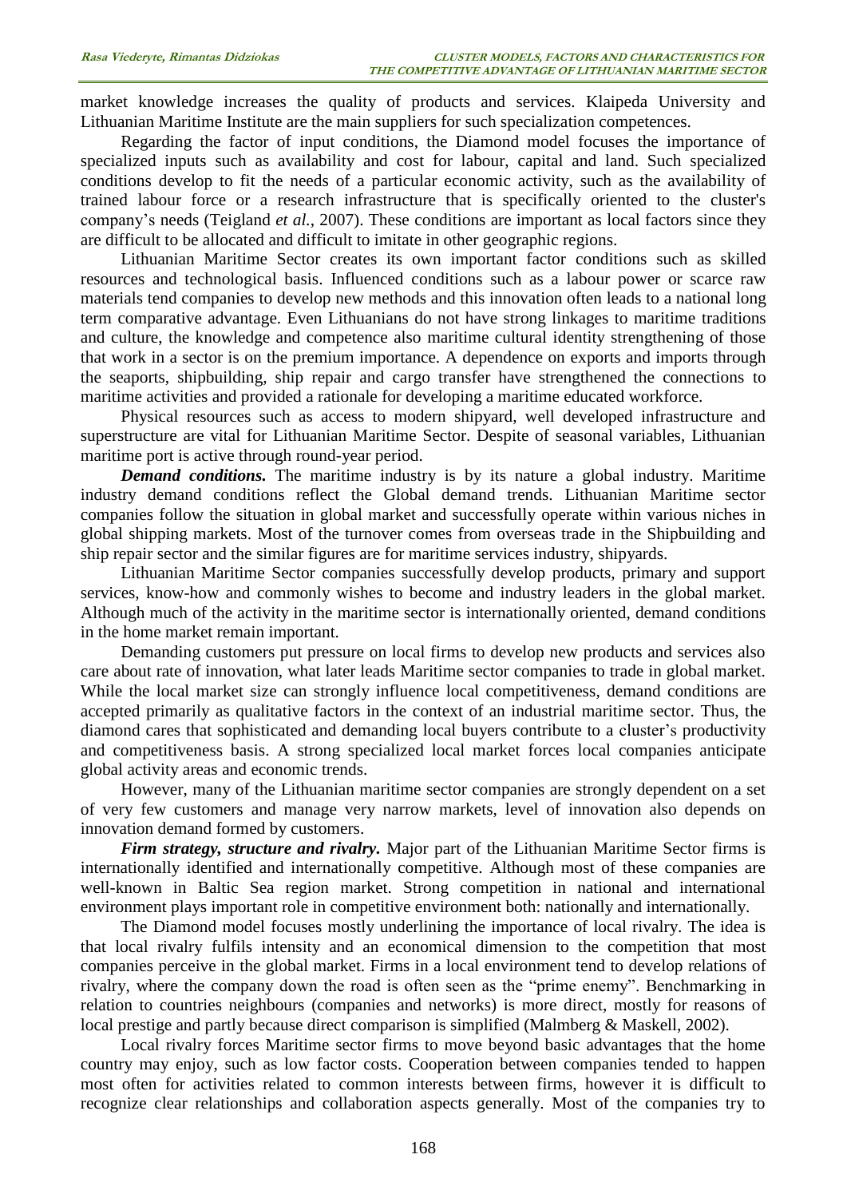market knowledge increases the quality of products and services. Klaipeda University and Lithuanian Maritime Institute are the main suppliers for such specialization competences.

Regarding the factor of input conditions, the Diamond model focuses the importance of specialized inputs such as availability and cost for labour, capital and land. Such specialized conditions develop to fit the needs of a particular economic activity, such as the availability of trained labour force or a research infrastructure that is specifically oriented to the cluster's company's needs (Teigland *et al.*, 2007). These conditions are important as local factors since they are difficult to be allocated and difficult to imitate in other geographic regions.

Lithuanian Maritime Sector creates its own important factor conditions such as skilled resources and technological basis. Influenced conditions such as a labour power or scarce raw materials tend companies to develop new methods and this innovation often leads to a national long term comparative advantage. Even Lithuanians do not have strong linkages to maritime traditions and culture, the knowledge and competence also maritime cultural identity strengthening of those that work in a sector is on the premium importance. A dependence on exports and imports through the seaports, shipbuilding, ship repair and cargo transfer have strengthened the connections to maritime activities and provided a rationale for developing a maritime educated workforce.

Physical resources such as access to modern shipyard, well developed infrastructure and superstructure are vital for Lithuanian Maritime Sector. Despite of seasonal variables, Lithuanian maritime port is active through round-year period.

***Demand conditions.*** The maritime industry is by its nature a global industry. Maritime industry demand conditions reflect the Global demand trends. Lithuanian Maritime sector companies follow the situation in global market and successfully operate within various niches in global shipping markets. Most of the turnover comes from overseas trade in the Shipbuilding and ship repair sector and the similar figures are for maritime services industry, shipyards.

Lithuanian Maritime Sector companies successfully develop products, primary and support services, know-how and commonly wishes to become and industry leaders in the global market. Although much of the activity in the maritime sector is internationally oriented, demand conditions in the home market remain important.

Demanding customers put pressure on local firms to develop new products and services also care about rate of innovation, what later leads Maritime sector companies to trade in global market. While the local market size can strongly influence local competitiveness, demand conditions are accepted primarily as qualitative factors in the context of an industrial maritime sector. Thus, the diamond cares that sophisticated and demanding local buyers contribute to a cluster's productivity and competitiveness basis. A strong specialized local market forces local companies anticipate global activity areas and economic trends.

However, many of the Lithuanian maritime sector companies are strongly dependent on a set of very few customers and manage very narrow markets, level of innovation also depends on innovation demand formed by customers.

***Firm strategy, structure and rivalry.*** Major part of the Lithuanian Maritime Sector firms is internationally identified and internationally competitive. Although most of these companies are well-known in Baltic Sea region market. Strong competition in national and international environment plays important role in competitive environment both: nationally and internationally.

The Diamond model focuses mostly underlining the importance of local rivalry. The idea is that local rivalry fulfils intensity and an economical dimension to the competition that most companies perceive in the global market. Firms in a local environment tend to develop relations of rivalry, where the company down the road is often seen as the "prime enemy". Benchmarking in relation to countries neighbours (companies and networks) is more direct, mostly for reasons of local prestige and partly because direct comparison is simplified (Malmberg & Maskell, 2002).

Local rivalry forces Maritime sector firms to move beyond basic advantages that the home country may enjoy, such as low factor costs. Cooperation between companies tended to happen most often for activities related to common interests between firms, however it is difficult to recognize clear relationships and collaboration aspects generally. Most of the companies try to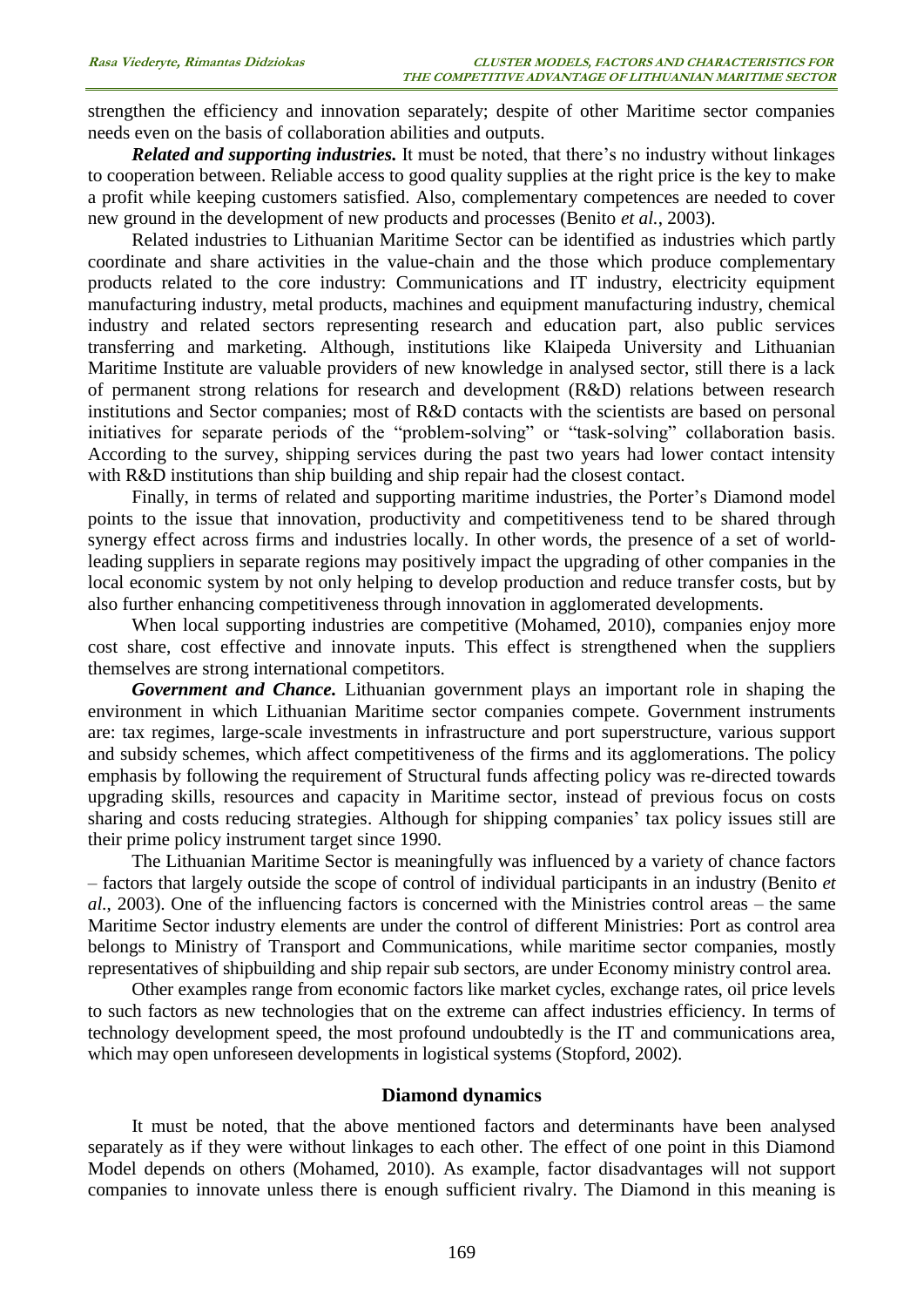strengthen the efficiency and innovation separately; despite of other Maritime sector companies needs even on the basis of collaboration abilities and outputs.

***Related and supporting industries.*** It must be noted, that there's no industry without linkages to cooperation between. Reliable access to good quality supplies at the right price is the key to make a profit while keeping customers satisfied. Also, complementary competences are needed to cover new ground in the development of new products and processes (Benito *et al.*, 2003).

Related industries to Lithuanian Maritime Sector can be identified as industries which partly coordinate and share activities in the value-chain and the those which produce complementary products related to the core industry: Communications and IT industry, electricity equipment manufacturing industry, metal products, machines and equipment manufacturing industry, chemical industry and related sectors representing research and education part, also public services transferring and marketing. Although, institutions like Klaipeda University and Lithuanian Maritime Institute are valuable providers of new knowledge in analysed sector, still there is a lack of permanent strong relations for research and development (R&D) relations between research institutions and Sector companies; most of R&D contacts with the scientists are based on personal initiatives for separate periods of the "problem-solving" or "task-solving" collaboration basis. According to the survey, shipping services during the past two years had lower contact intensity with R&D institutions than ship building and ship repair had the closest contact.

Finally, in terms of related and supporting maritime industries, the Porter's Diamond model points to the issue that innovation, productivity and competitiveness tend to be shared through synergy effect across firms and industries locally. In other words, the presence of a set of world-leading suppliers in separate regions may positively impact the upgrading of other companies in the local economic system by not only helping to develop production and reduce transfer costs, but by also further enhancing competitiveness through innovation in agglomerated developments.

When local supporting industries are competitive (Mohamed, 2010), companies enjoy more cost share, cost effective and innovate inputs. This effect is strengthened when the suppliers themselves are strong international competitors.

***Government and Chance.*** Lithuanian government plays an important role in shaping the environment in which Lithuanian Maritime sector companies compete. Government instruments are: tax regimes, large-scale investments in infrastructure and port superstructure, various support and subsidy schemes, which affect competitiveness of the firms and its agglomerations. The policy emphasis by following the requirement of Structural funds affecting policy was re-directed towards upgrading skills, resources and capacity in Maritime sector, instead of previous focus on costs sharing and costs reducing strategies. Although for shipping companies' tax policy issues still are their prime policy instrument target since 1990.

The Lithuanian Maritime Sector is meaningfully was influenced by a variety of chance factors – factors that largely outside the scope of control of individual participants in an industry (Benito *et al.*, 2003). One of the influencing factors is concerned with the Ministries control areas – the same Maritime Sector industry elements are under the control of different Ministries: Port as control area belongs to Ministry of Transport and Communications, while maritime sector companies, mostly representatives of shipbuilding and ship repair sub sectors, are under Economy ministry control area.

Other examples range from economic factors like market cycles, exchange rates, oil price levels to such factors as new technologies that on the extreme can affect industries efficiency. In terms of technology development speed, the most profound undoubtedly is the IT and communications area, which may open unforeseen developments in logistical systems (Stopford, 2002).

## Diamond dynamics

It must be noted, that the above mentioned factors and determinants have been analysed separately as if they were without linkages to each other. The effect of one point in this Diamond Model depends on others (Mohamed, 2010). As example, factor disadvantages will not support companies to innovate unless there is enough sufficient rivalry. The Diamond in this meaning is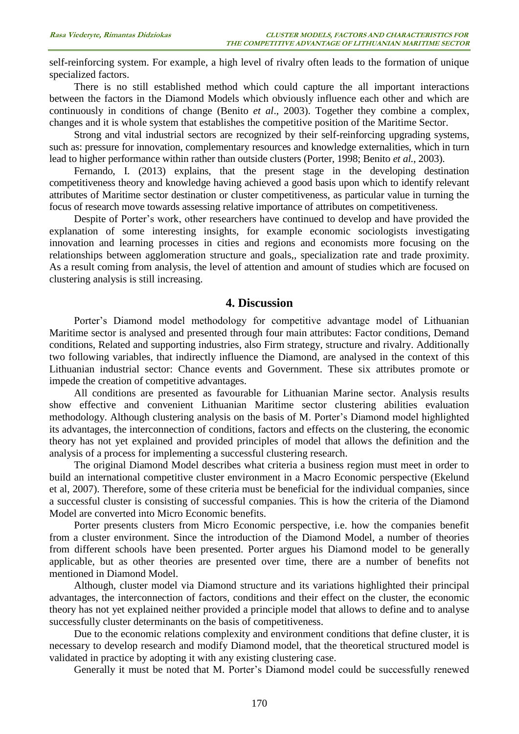self-reinforcing system. For example, a high level of rivalry often leads to the formation of unique specialized factors.

There is no still established method which could capture the all important interactions between the factors in the Diamond Models which obviously influence each other and which are continuously in conditions of change (Benito *et al*., 2003). Together they combine a complex, changes and it is whole system that establishes the competitive position of the Maritime Sector.

Strong and vital industrial sectors are recognized by their self-reinforcing upgrading systems, such as: pressure for innovation, complementary resources and knowledge externalities, which in turn lead to higher performance within rather than outside clusters (Porter, 1998; Benito *et al.*, 2003).

Fernando, I. (2013) explains, that the present stage in the developing destination competitiveness theory and knowledge having achieved a good basis upon which to identify relevant attributes of Maritime sector destination or cluster competitiveness, as particular value in turning the focus of research move towards assessing relative importance of attributes on competitiveness.

Despite of Porter's work, other researchers have continued to develop and have provided the explanation of some interesting insights, for example economic sociologists investigating innovation and learning processes in cities and regions and economists more focusing on the relationships between agglomeration structure and goals,, specialization rate and trade proximity. As a result coming from analysis, the level of attention and amount of studies which are focused on clustering analysis is still increasing.

## 4. Discussion

Porter's Diamond model methodology for competitive advantage model of Lithuanian Maritime sector is analysed and presented through four main attributes: Factor conditions, Demand conditions, Related and supporting industries, also Firm strategy, structure and rivalry. Additionally two following variables, that indirectly influence the Diamond, are analysed in the context of this Lithuanian industrial sector: Chance events and Government. These six attributes promote or impede the creation of competitive advantages.

All conditions are presented as favourable for Lithuanian Marine sector. Analysis results show effective and convenient Lithuanian Maritime sector clustering abilities evaluation methodology. Although clustering analysis on the basis of M. Porter's Diamond model highlighted its advantages, the interconnection of conditions, factors and effects on the clustering, the economic theory has not yet explained and provided principles of model that allows the definition and the analysis of a process for implementing a successful clustering research.

The original Diamond Model describes what criteria a business region must meet in order to build an international competitive cluster environment in a Macro Economic perspective (Ekelund et al, 2007). Therefore, some of these criteria must be beneficial for the individual companies, since a successful cluster is consisting of successful companies. This is how the criteria of the Diamond Model are converted into Micro Economic benefits.

Porter presents clusters from Micro Economic perspective, i.e. how the companies benefit from a cluster environment. Since the introduction of the Diamond Model, a number of theories from different schools have been presented. Porter argues his Diamond model to be generally applicable, but as other theories are presented over time, there are a number of benefits not mentioned in Diamond Model.

Although, cluster model via Diamond structure and its variations highlighted their principal advantages, the interconnection of factors, conditions and their effect on the cluster, the economic theory has not yet explained neither provided a principle model that allows to define and to analyse successfully cluster determinants on the basis of competitiveness.

Due to the economic relations complexity and environment conditions that define cluster, it is necessary to develop research and modify Diamond model, that the theoretical structured model is validated in practice by adopting it with any existing clustering case.

Generally it must be noted that M. Porter's Diamond model could be successfully renewed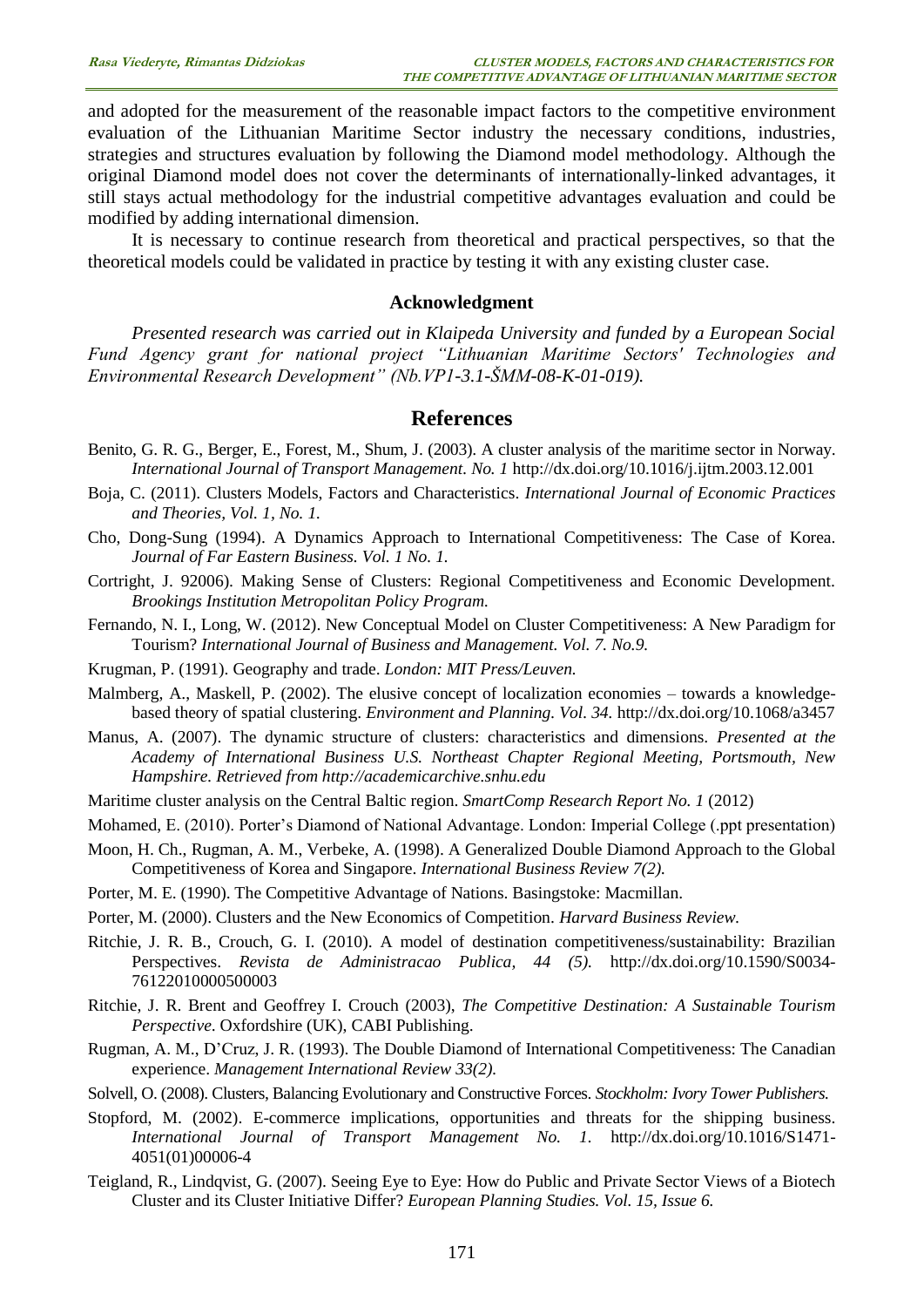and adopted for the measurement of the reasonable impact factors to the competitive environment evaluation of the Lithuanian Maritime Sector industry the necessary conditions, industries, strategies and structures evaluation by following the Diamond model methodology. Although the original Diamond model does not cover the determinants of internationally-linked advantages, it still stays actual methodology for the industrial competitive advantages evaluation and could be modified by adding international dimension.

It is necessary to continue research from theoretical and practical perspectives, so that the theoretical models could be validated in practice by testing it with any existing cluster case.

### Acknowledgment

*Presented research was carried out in Klaipeda University and funded by a European Social Fund Agency grant for national project "Lithuanian Maritime Sectors' Technologies and Environmental Research Development" (Nb.VP1-3.1-ŠMM-08-K-01-019).*

## References

Benito, G. R. G., Berger, E., Forest, M., Shum, J. (2003). A cluster analysis of the maritime sector in Norway. *International Journal of Transport Management. No. 1* http://dx.doi.org/10.1016/j.ijtm.2003.12.001

Boja, C. (2011). Clusters Models, Factors and Characteristics. *International Journal of Economic Practices and Theories, Vol. 1, No. 1.*

Cho, Dong-Sung (1994). A Dynamics Approach to International Competitiveness: The Case of Korea. *Journal of Far Eastern Business. Vol. 1 No. 1.*

Cortright, J. 92006). Making Sense of Clusters: Regional Competitiveness and Economic Development. *Brookings Institution Metropolitan Policy Program.*

Fernando, N. I., Long, W. (2012). New Conceptual Model on Cluster Competitiveness: A New Paradigm for Tourism? *International Journal of Business and Management. Vol. 7. No.9.*

Krugman, P. (1991). Geography and trade. *London: MIT Press/Leuven.*

Malmberg, A., Maskell, P. (2002). The elusive concept of localization economies – towards a knowledge-based theory of spatial clustering. *Environment and Planning. Vol. 34.* http://dx.doi.org/10.1068/a3457

Manus, A. (2007). The dynamic structure of clusters: characteristics and dimensions. *Presented at the Academy of International Business U.S. Northeast Chapter Regional Meeting, Portsmouth, New Hampshire. Retrieved from http://academicarchive.snhu.edu*

Maritime cluster analysis on the Central Baltic region. *SmartComp Research Report No. 1* (2012)

Mohamed, E. (2010). Porter's Diamond of National Advantage. London: Imperial College (.ppt presentation)

Moon, H. Ch., Rugman, A. M., Verbeke, A. (1998). A Generalized Double Diamond Approach to the Global Competitiveness of Korea and Singapore. *International Business Review 7(2).*

Porter, M. E. (1990). The Competitive Advantage of Nations. Basingstoke: Macmillan.

Porter, M. (2000). Clusters and the New Economics of Competition. *Harvard Business Review.*

Ritchie, J. R. B., Crouch, G. I. (2010). A model of destination competitiveness/sustainability: Brazilian Perspectives. *Revista de Administracao Publica, 44 (5).* http://dx.doi.org/10.1590/S0034-76122010000500003

Ritchie, J. R. Brent and Geoffrey I. Crouch (2003), *The Competitive Destination: A Sustainable Tourism Perspective*. Oxfordshire (UK), CABI Publishing.

Rugman, A. M., D'Cruz, J. R. (1993). The Double Diamond of International Competitiveness: The Canadian experience. *Management International Review 33(2).*

Solvell, O. (2008). Clusters, Balancing Evolutionary and Constructive Forces. *Stockholm: Ivory Tower Publishers.*

Stopford, M. (2002). E-commerce implications, opportunities and threats for the shipping business. *International Journal of Transport Management No. 1.* http://dx.doi.org/10.1016/S1471-4051(01)00006-4

Teigland, R., Lindqvist, G. (2007). Seeing Eye to Eye: How do Public and Private Sector Views of a Biotech Cluster and its Cluster Initiative Differ? *European Planning Studies. Vol. 15, Issue 6.*